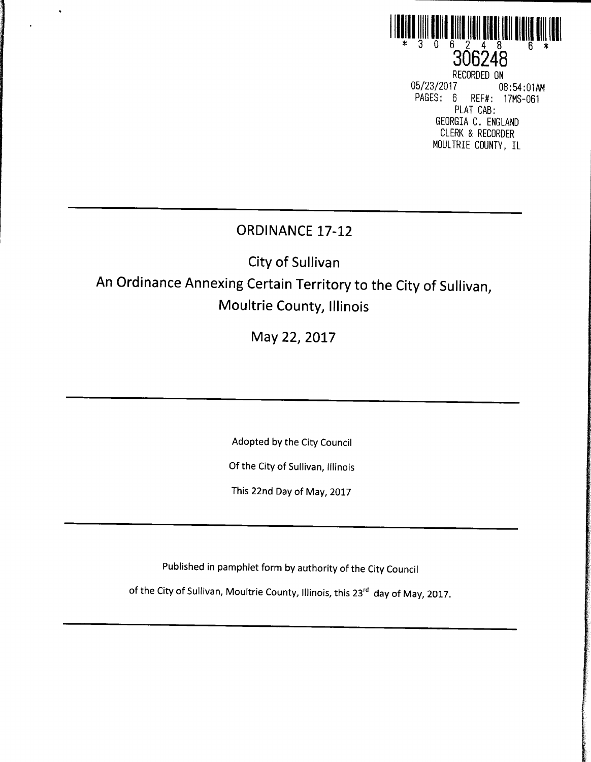\* 3 0 6 2 4 8 6 \*

306248

RECORDED ON
05/23/2017 08:54:01AM
PAGES: 6 REF#: 17MS-061
PLAT CAB:
GEORGIA C. ENGLAND
CLERK & RECORDER
MOULTRIE COUNTY, IL

---

# ORDINANCE 17-12

## City of Sullivan

## An Ordinance Annexing Certain Territory to the City of Sullivan, Moultrie County, Illinois

## May 22, 2017

---

Adopted by the City Council

Of the City of Sullivan, Illinois

This 22nd Day of May, 2017

---

Published in pamphlet form by authority of the City Council

of the City of Sullivan, Moultrie County, Illinois, this 23rd day of May, 2017.

---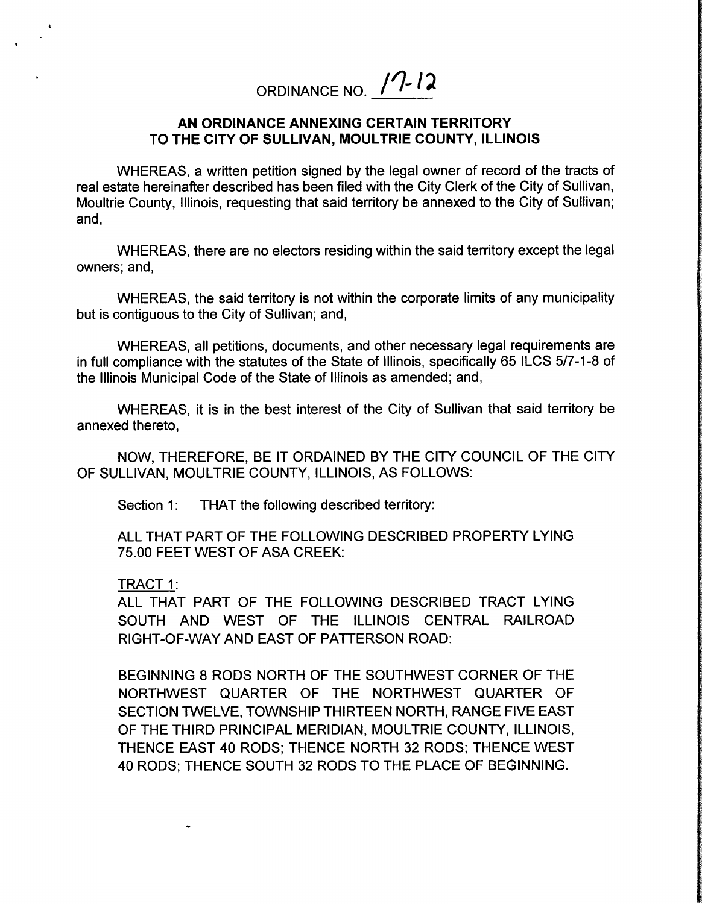ORDINANCE NO. 17-12

## AN ORDINANCE ANNEXING CERTAIN TERRITORY TO THE CITY OF SULLIVAN, MOULTRIE COUNTY, ILLINOIS

WHEREAS, a written petition signed by the legal owner of record of the tracts of real estate hereinafter described has been filed with the City Clerk of the City of Sullivan, Moultrie County, Illinois, requesting that said territory be annexed to the City of Sullivan; and,

WHEREAS, there are no electors residing within the said territory except the legal owners; and,

WHEREAS, the said territory is not within the corporate limits of any municipality but is contiguous to the City of Sullivan; and,

WHEREAS, all petitions, documents, and other necessary legal requirements are in full compliance with the statutes of the State of Illinois, specifically 65 ILCS 5/7-1-8 of the Illinois Municipal Code of the State of Illinois as amended; and,

WHEREAS, it is in the best interest of the City of Sullivan that said territory be annexed thereto,

NOW, THEREFORE, BE IT ORDAINED BY THE CITY COUNCIL OF THE CITY OF SULLIVAN, MOULTRIE COUNTY, ILLINOIS, AS FOLLOWS:

Section 1: THAT the following described territory:

ALL THAT PART OF THE FOLLOWING DESCRIBED PROPERTY LYING 75.00 FEET WEST OF ASA CREEK:

TRACT 1:
ALL THAT PART OF THE FOLLOWING DESCRIBED TRACT LYING SOUTH AND WEST OF THE ILLINOIS CENTRAL RAILROAD RIGHT-OF-WAY AND EAST OF PATTERSON ROAD:

BEGINNING 8 RODS NORTH OF THE SOUTHWEST CORNER OF THE NORTHWEST QUARTER OF THE NORTHWEST QUARTER OF SECTION TWELVE, TOWNSHIP THIRTEEN NORTH, RANGE FIVE EAST OF THE THIRD PRINCIPAL MERIDIAN, MOULTRIE COUNTY, ILLINOIS, THENCE EAST 40 RODS; THENCE NORTH 32 RODS; THENCE WEST 40 RODS; THENCE SOUTH 32 RODS TO THE PLACE OF BEGINNING.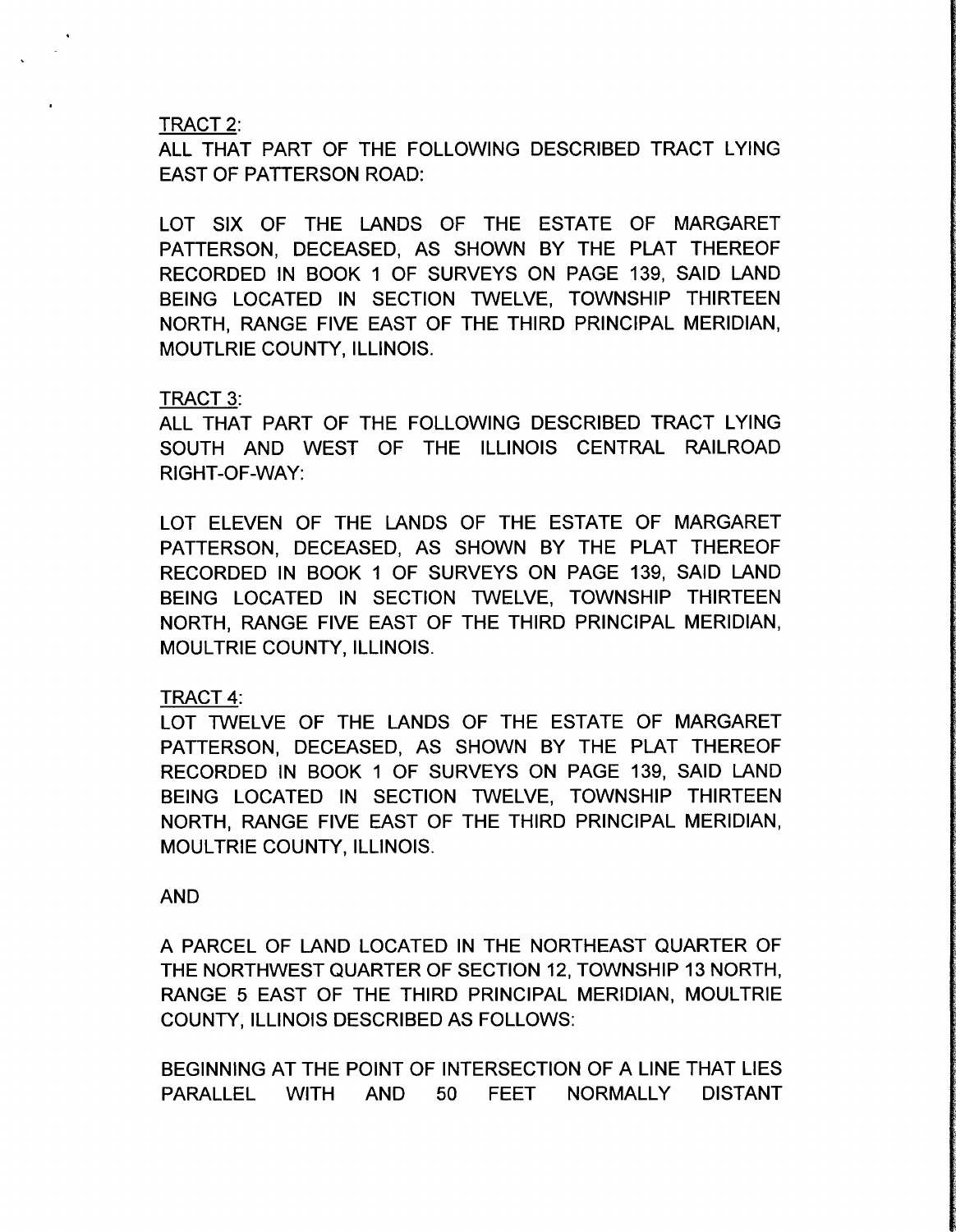TRACT 2:
ALL THAT PART OF THE FOLLOWING DESCRIBED TRACT LYING EAST OF PATTERSON ROAD:

LOT SIX OF THE LANDS OF THE ESTATE OF MARGARET PATTERSON, DECEASED, AS SHOWN BY THE PLAT THEREOF RECORDED IN BOOK 1 OF SURVEYS ON PAGE 139, SAID LAND BEING LOCATED IN SECTION TWELVE, TOWNSHIP THIRTEEN NORTH, RANGE FIVE EAST OF THE THIRD PRINCIPAL MERIDIAN, MOUTLRIE COUNTY, ILLINOIS.

TRACT 3:
ALL THAT PART OF THE FOLLOWING DESCRIBED TRACT LYING SOUTH AND WEST OF THE ILLINOIS CENTRAL RAILROAD RIGHT-OF-WAY:

LOT ELEVEN OF THE LANDS OF THE ESTATE OF MARGARET PATTERSON, DECEASED, AS SHOWN BY THE PLAT THEREOF RECORDED IN BOOK 1 OF SURVEYS ON PAGE 139, SAID LAND BEING LOCATED IN SECTION TWELVE, TOWNSHIP THIRTEEN NORTH, RANGE FIVE EAST OF THE THIRD PRINCIPAL MERIDIAN, MOULTRIE COUNTY, ILLINOIS.

TRACT 4:
LOT TWELVE OF THE LANDS OF THE ESTATE OF MARGARET PATTERSON, DECEASED, AS SHOWN BY THE PLAT THEREOF RECORDED IN BOOK 1 OF SURVEYS ON PAGE 139, SAID LAND BEING LOCATED IN SECTION TWELVE, TOWNSHIP THIRTEEN NORTH, RANGE FIVE EAST OF THE THIRD PRINCIPAL MERIDIAN, MOULTRIE COUNTY, ILLINOIS.

AND

A PARCEL OF LAND LOCATED IN THE NORTHEAST QUARTER OF THE NORTHWEST QUARTER OF SECTION 12, TOWNSHIP 13 NORTH, RANGE 5 EAST OF THE THIRD PRINCIPAL MERIDIAN, MOULTRIE COUNTY, ILLINOIS DESCRIBED AS FOLLOWS:

BEGINNING AT THE POINT OF INTERSECTION OF A LINE THAT LIES PARALLEL WITH AND 50 FEET NORMALLY DISTANT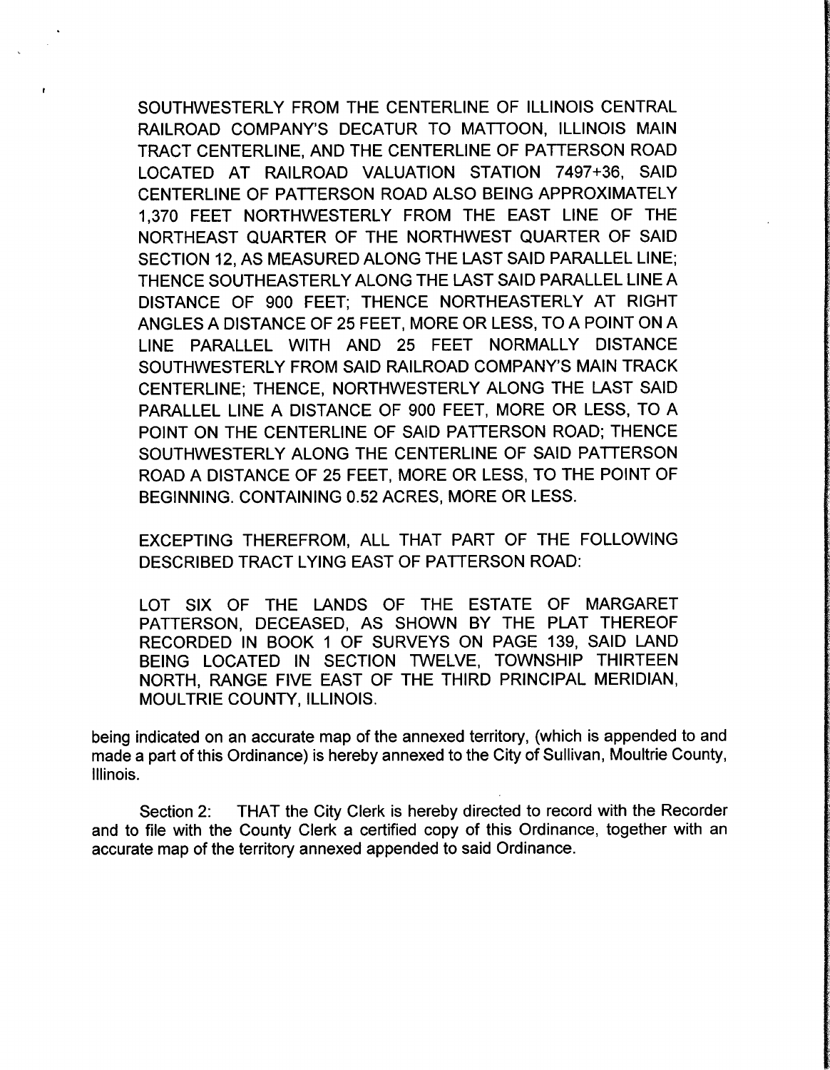SOUTHWESTERLY FROM THE CENTERLINE OF ILLINOIS CENTRAL RAILROAD COMPANY'S DECATUR TO MATTOON, ILLINOIS MAIN TRACT CENTERLINE, AND THE CENTERLINE OF PATTERSON ROAD LOCATED AT RAILROAD VALUATION STATION 7497+36, SAID CENTERLINE OF PATTERSON ROAD ALSO BEING APPROXIMATELY 1,370 FEET NORTHWESTERLY FROM THE EAST LINE OF THE NORTHEAST QUARTER OF THE NORTHWEST QUARTER OF SAID SECTION 12, AS MEASURED ALONG THE LAST SAID PARALLEL LINE; THENCE SOUTHEASTERLY ALONG THE LAST SAID PARALLEL LINE A DISTANCE OF 900 FEET; THENCE NORTHEASTERLY AT RIGHT ANGLES A DISTANCE OF 25 FEET, MORE OR LESS, TO A POINT ON A LINE PARALLEL WITH AND 25 FEET NORMALLY DISTANCE SOUTHWESTERLY FROM SAID RAILROAD COMPANY'S MAIN TRACK CENTERLINE; THENCE, NORTHWESTERLY ALONG THE LAST SAID PARALLEL LINE A DISTANCE OF 900 FEET, MORE OR LESS, TO A POINT ON THE CENTERLINE OF SAID PATTERSON ROAD; THENCE SOUTHWESTERLY ALONG THE CENTERLINE OF SAID PATTERSON ROAD A DISTANCE OF 25 FEET, MORE OR LESS, TO THE POINT OF BEGINNING. CONTAINING 0.52 ACRES, MORE OR LESS.

EXCEPTING THEREFROM, ALL THAT PART OF THE FOLLOWING DESCRIBED TRACT LYING EAST OF PATTERSON ROAD:

LOT SIX OF THE LANDS OF THE ESTATE OF MARGARET PATTERSON, DECEASED, AS SHOWN BY THE PLAT THEREOF RECORDED IN BOOK 1 OF SURVEYS ON PAGE 139, SAID LAND BEING LOCATED IN SECTION TWELVE, TOWNSHIP THIRTEEN NORTH, RANGE FIVE EAST OF THE THIRD PRINCIPAL MERIDIAN, MOULTRIE COUNTY, ILLINOIS.

being indicated on an accurate map of the annexed territory, (which is appended to and made a part of this Ordinance) is hereby annexed to the City of Sullivan, Moultrie County, Illinois.

Section 2: THAT the City Clerk is hereby directed to record with the Recorder and to file with the County Clerk a certified copy of this Ordinance, together with an accurate map of the territory annexed appended to said Ordinance.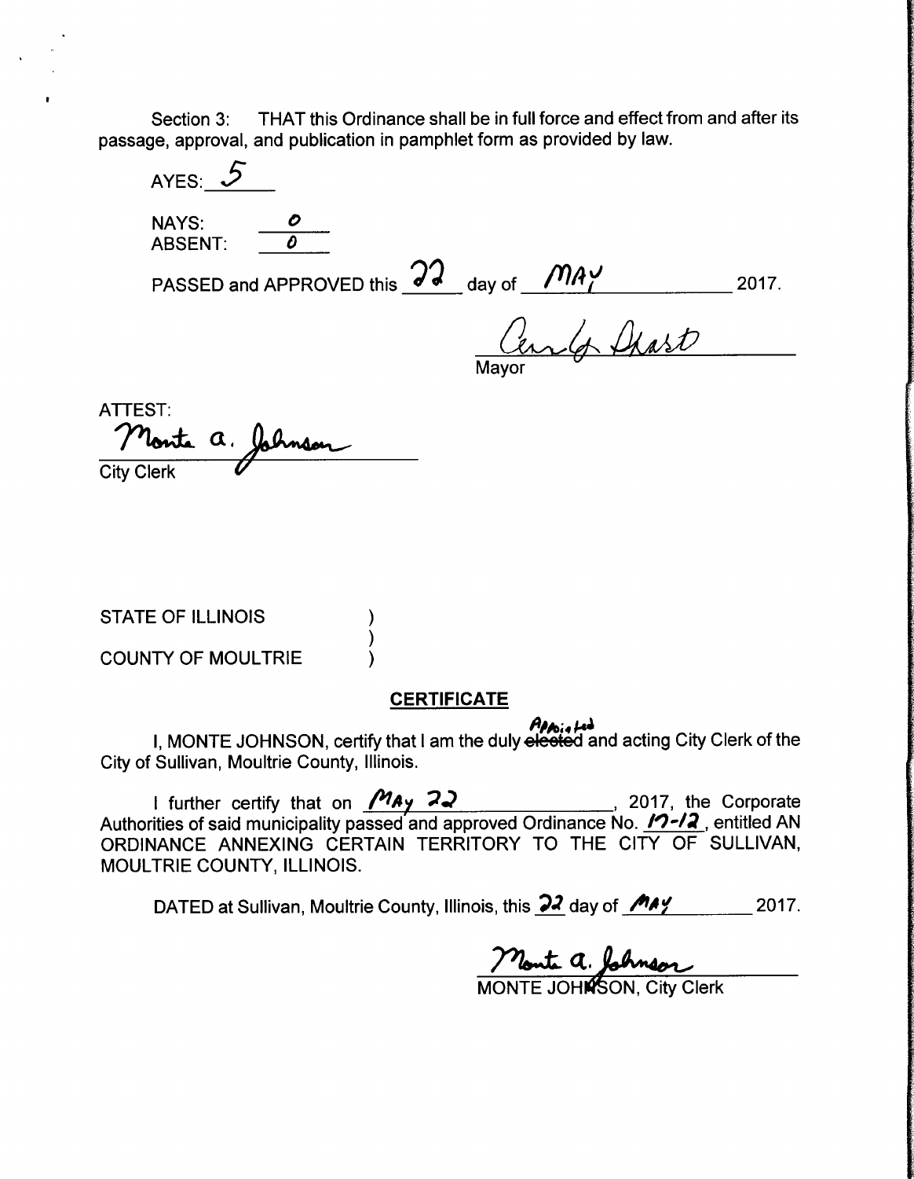Section 3: THAT this Ordinance shall be in full force and effect from and after its passage, approval, and publication in pamphlet form as provided by law.

AYES: 5

NAYS: 0

ABSENT: 0

PASSED and APPROVED this 22 day of MAY 2017.

Cody Prast
Mayor

ATTEST:

Monte A. Johnson
City Clerk

STATE OF ILLINOIS )
)
COUNTY OF MOULTRIE )

**CERTIFICATE**

I, MONTE JOHNSON, certify that I am the duly ~~elected~~ Appointed and acting City Clerk of the City of Sullivan, Moultrie County, Illinois.

I further certify that on MAY 22, 2017, the Corporate Authorities of said municipality passed and approved Ordinance No. 17-12, entitled AN ORDINANCE ANNEXING CERTAIN TERRITORY TO THE CITY OF SULLIVAN, MOULTRIE COUNTY, ILLINOIS.

DATED at Sullivan, Moultrie County, Illinois, this 22 day of MAY 2017.

Monte A. Johnson
MONTE JOHNSON, City Clerk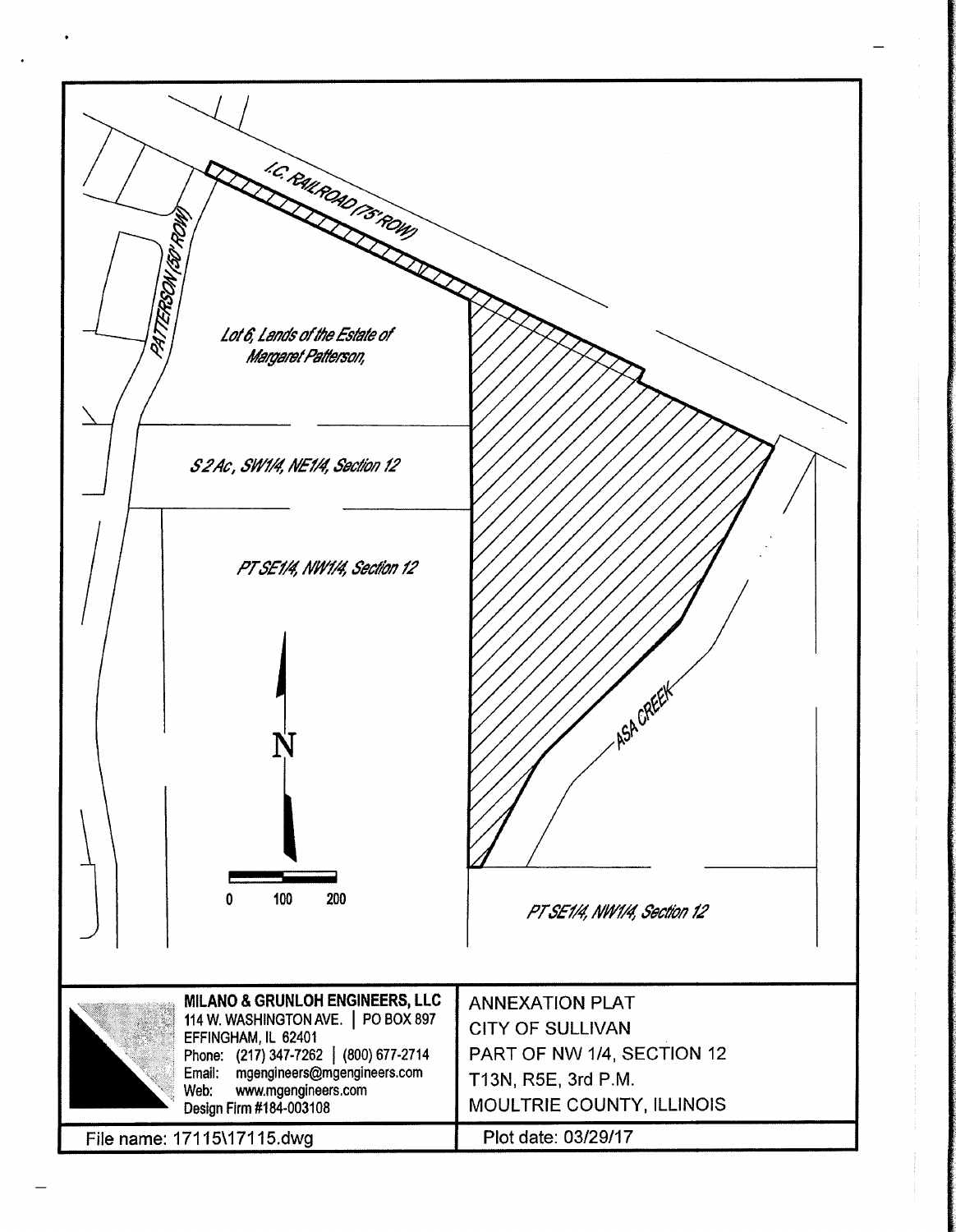I.C. RAILROAD (75' ROW)

PATTERSON (50' ROW)

Lot 6, Lands of the Estate of Margaret Patterson,

S 2 Ac, SW1/4, NE1/4, Section 12

PT SE1/4, NW1/4, Section 12

N

0 100 200

ASA CREEK

PT SE1/4, NW1/4, Section 12

**MILANO & GRUNLOH ENGINEERS, LLC**
114 W. WASHINGTON AVE. | PO BOX 897
EFFINGHAM, IL 62401
Phone: (217) 347-7262 | (800) 677-2714
Email: mgengineers@mgengineers.com
Web: www.mgengineers.com
Design Firm #184-003108

ANNEXATION PLAT
CITY OF SULLIVAN
PART OF NW 1/4, SECTION 12
T13N, R5E, 3rd P.M.
MOULTRIE COUNTY, ILLINOIS

File name: 17115\17115.dwg

Plot date: 03/29/17